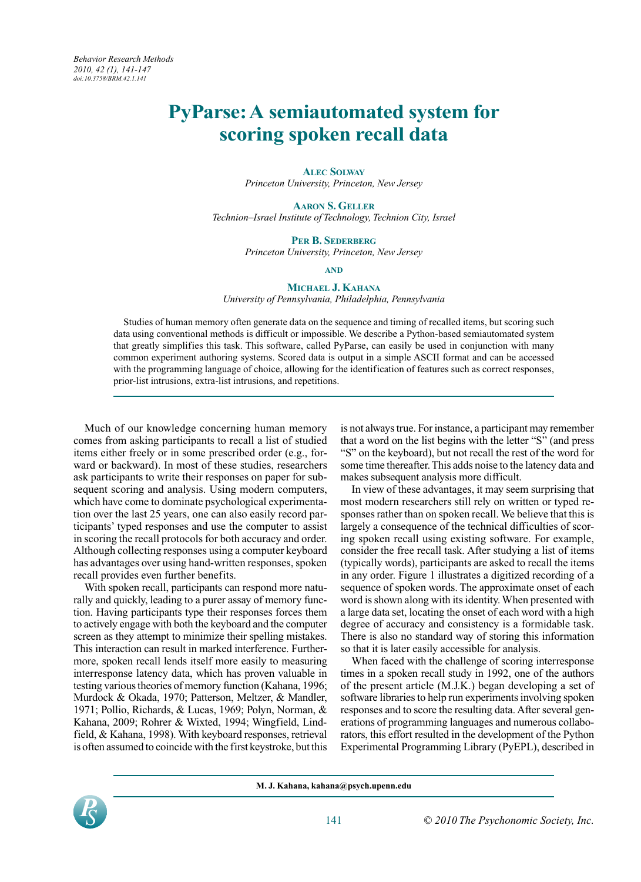# PyParse: A semiautomated system for scoring spoken recall data

**Alec Solway**
*Princeton University, Princeton, New Jersey*

**Aaron S. Geller**
*Technion–Israel Institute of Technology, Technion City, Israel*

**Per B. Sederberg**
*Princeton University, Princeton, New Jersey*

**and**

**Michael J. Kahana**
*University of Pennsylvania, Philadelphia, Pennsylvania*

Studies of human memory often generate data on the sequence and timing of recalled items, but scoring such data using conventional methods is difficult or impossible. We describe a Python-based semiautomated system that greatly simplifies this task. This software, called PyParse, can easily be used in conjunction with many common experiment authoring systems. Scored data is output in a simple ASCII format and can be accessed with the programming language of choice, allowing for the identification of features such as correct responses, prior-list intrusions, extra-list intrusions, and repetitions.

Much of our knowledge concerning human memory comes from asking participants to recall a list of studied items either freely or in some prescribed order (e.g., forward or backward). In most of these studies, researchers ask participants to write their responses on paper for subsequent scoring and analysis. Using modern computers, which have come to dominate psychological experimentation over the last 25 years, one can also easily record participants' typed responses and use the computer to assist in scoring the recall protocols for both accuracy and order. Although collecting responses using a computer keyboard has advantages over using hand-written responses, spoken recall provides even further benefits.

With spoken recall, participants can respond more naturally and quickly, leading to a purer assay of memory function. Having participants type their responses forces them to actively engage with both the keyboard and the computer screen as they attempt to minimize their spelling mistakes. This interaction can result in marked interference. Furthermore, spoken recall lends itself more easily to measuring interresponse latency data, which has proven valuable in testing various theories of memory function (Kahana, 1996; Murdock & Okada, 1970; Patterson, Meltzer, & Mandler, 1971; Pollio, Richards, & Lucas, 1969; Polyn, Norman, & Kahana, 2009; Rohrer & Wixted, 1994; Wingfield, Lindfield, & Kahana, 1998). With keyboard responses, retrieval is often assumed to coincide with the first keystroke, but this is not always true. For instance, a participant may remember that a word on the list begins with the letter "S" (and press "S" on the keyboard), but not recall the rest of the word for some time thereafter. This adds noise to the latency data and makes subsequent analysis more difficult.

In view of these advantages, it may seem surprising that most modern researchers still rely on written or typed responses rather than on spoken recall. We believe that this is largely a consequence of the technical difficulties of scoring spoken recall using existing software. For example, consider the free recall task. After studying a list of items (typically words), participants are asked to recall the items in any order. Figure 1 illustrates a digitized recording of a sequence of spoken words. The approximate onset of each word is shown along with its identity. When presented with a large data set, locating the onset of each word with a high degree of accuracy and consistency is a formidable task. There is also no standard way of storing this information so that it is later easily accessible for analysis.

When faced with the challenge of scoring interresponse times in a spoken recall study in 1992, one of the authors of the present article (M.J.K.) began developing a set of software libraries to help run experiments involving spoken responses and to score the resulting data. After several generations of programming languages and numerous collaborators, this effort resulted in the development of the Python Experimental Programming Library (PyEPL), described in

M. J. Kahana, kahana@psych.upenn.edu

© 2010 The Psychonomic Society, Inc.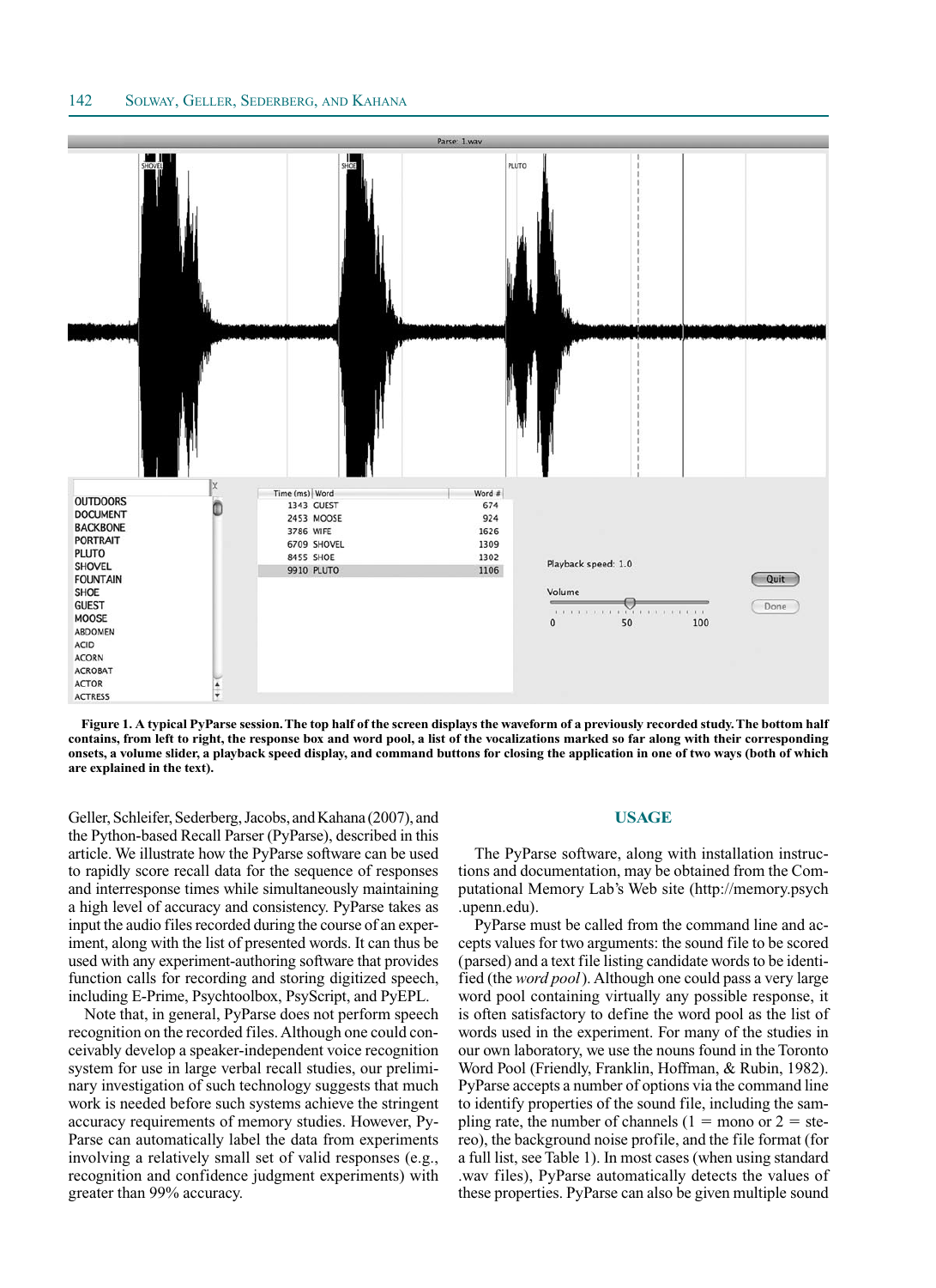**Figure 1. A typical PyParse session. The top half of the screen displays the waveform of a previously recorded study. The bottom half contains, from left to right, the response box and word pool, a list of the vocalizations marked so far along with their corresponding onsets, a volume slider, a playback speed display, and command buttons for closing the application in one of two ways (both of which are explained in the text).**

Geller, Schleifer, Sederberg, Jacobs, and Kahana (2007), and the Python-based Recall Parser (PyParse), described in this article. We illustrate how the PyParse software can be used to rapidly score recall data for the sequence of responses and interresponse times while simultaneously maintaining a high level of accuracy and consistency. PyParse takes as input the audio files recorded during the course of an experiment, along with the list of presented words. It can thus be used with any experiment-authoring software that provides function calls for recording and storing digitized speech, including E-Prime, Psychtoolbox, PsyScript, and PyEPL.

Note that, in general, PyParse does not perform speech recognition on the recorded files. Although one could conceivably develop a speaker-independent voice recognition system for use in large verbal recall studies, our preliminary investigation of such technology suggests that much work is needed before such systems achieve the stringent accuracy requirements of memory studies. However, PyParse can automatically label the data from experiments involving a relatively small set of valid responses (e.g., recognition and confidence judgment experiments) with greater than 99% accuracy.

## USAGE

The PyParse software, along with installation instructions and documentation, may be obtained from the Computational Memory Lab's Web site (http://memory.psych.upenn.edu).

PyParse must be called from the command line and accepts values for two arguments: the sound file to be scored (parsed) and a text file listing candidate words to be identified (the *word pool*). Although one could pass a very large word pool containing virtually any possible response, it is often satisfactory to define the word pool as the list of words used in the experiment. For many of the studies in our own laboratory, we use the nouns found in the Toronto Word Pool (Friendly, Franklin, Hoffman, & Rubin, 1982). PyParse accepts a number of options via the command line to identify properties of the sound file, including the sampling rate, the number of channels (1 = mono or 2 = stereo), the background noise profile, and the file format (for a full list, see Table 1). In most cases (when using standard .wav files), PyParse automatically detects the values of these properties. PyParse can also be given multiple sound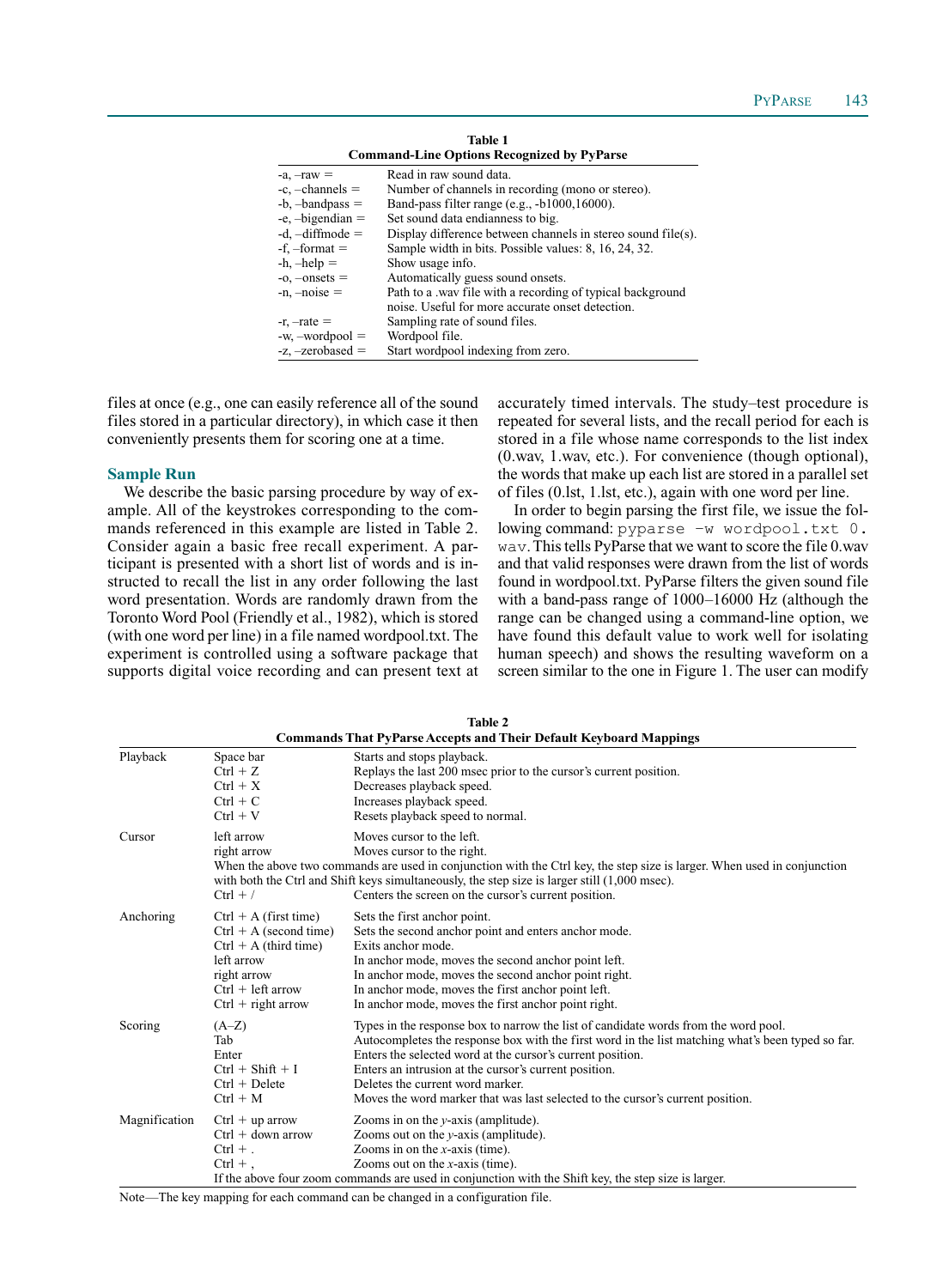**Table 1**
**Command-Line Options Recognized by PyParse**

| | |
|---|---|
| -a, –raw = | Read in raw sound data. |
| -c, –channels = | Number of channels in recording (mono or stereo). |
| -b, –bandpass = | Band-pass filter range (e.g., -b1000,16000). |
| -e, –bigendian = | Set sound data endianness to big. |
| -d, –diffmode = | Display difference between channels in stereo sound file(s). |
| -f, –format = | Sample width in bits. Possible values: 8, 16, 24, 32. |
| -h, –help = | Show usage info. |
| -o, –onsets = | Automatically guess sound onsets. |
| -n, –noise = | Path to a .wav file with a recording of typical background noise. Useful for more accurate onset detection. |
| -r, –rate = | Sampling rate of sound files. |
| -w, –wordpool = | Wordpool file. |
| -z, –zerobased = | Start wordpool indexing from zero. |

files at once (e.g., one can easily reference all of the sound files stored in a particular directory), in which case it then conveniently presents them for scoring one at a time.

## Sample Run

We describe the basic parsing procedure by way of example. All of the keystrokes corresponding to the commands referenced in this example are listed in Table 2. Consider again a basic free recall experiment. A participant is presented with a short list of words and is instructed to recall the list in any order following the last word presentation. Words are randomly drawn from the Toronto Word Pool (Friendly et al., 1982), which is stored (with one word per line) in a file named wordpool.txt. The experiment is controlled using a software package that supports digital voice recording and can present text at accurately timed intervals. The study–test procedure is repeated for several lists, and the recall period for each is stored in a file whose name corresponds to the list index (0.wav, 1.wav, etc.). For convenience (though optional), the words that make up each list are stored in a parallel set of files (0.lst, 1.lst, etc.), again with one word per line.

In order to begin parsing the first file, we issue the following command: `pyparse -w wordpool.txt 0.wav`. This tells PyParse that we want to score the file 0.wav and that valid responses were drawn from the list of words found in wordpool.txt. PyParse filters the given sound file with a band-pass range of 1000–16000 Hz (although the range can be changed using a command-line option, we have found this default value to work well for isolating human speech) and shows the resulting waveform on a screen similar to the one in Figure 1. The user can modify

**Table 2**
**Commands That PyParse Accepts and Their Default Keyboard Mappings**

| | | |
|---|---|---|
| Playback | Space bar | Starts and stops playback. |
| | Ctrl + Z | Replays the last 200 msec prior to the cursor's current position. |
| | Ctrl + X | Decreases playback speed. |
| | Ctrl + C | Increases playback speed. |
| | Ctrl + V | Resets playback speed to normal. |
| Cursor | left arrow | Moves cursor to the left. |
| | right arrow | Moves cursor to the right. |
| | When the above two commands are used in conjunction with the Ctrl key, the step size is larger. When used in conjunction with both the Ctrl and Shift keys simultaneously, the step size is larger still (1,000 msec). | |
| | Ctrl + / | Centers the screen on the cursor's current position. |
| Anchoring | Ctrl + A (first time) | Sets the first anchor point. |
| | Ctrl + A (second time) | Sets the second anchor point and enters anchor mode. |
| | Ctrl + A (third time) | Exits anchor mode. |
| | left arrow | In anchor mode, moves the second anchor point left. |
| | right arrow | In anchor mode, moves the second anchor point right. |
| | Ctrl + left arrow | In anchor mode, moves the first anchor point left. |
| | Ctrl + right arrow | In anchor mode, moves the first anchor point right. |
| Scoring | (A–Z) | Types in the response box to narrow the list of candidate words from the word pool. |
| | Tab | Autocompletes the response box with the first word in the list matching what's been typed so far. |
| | Enter | Enters the selected word at the cursor's current position. |
| | Ctrl + Shift + I | Enters an intrusion at the cursor's current position. |
| | Ctrl + Delete | Deletes the current word marker. |
| | Ctrl + M | Moves the word marker that was last selected to the cursor's current position. |
| Magnification | Ctrl + up arrow | Zooms in on the *y*-axis (amplitude). |
| | Ctrl + down arrow | Zooms out on the *y*-axis (amplitude). |
| | Ctrl + . | Zooms in on the *x*-axis (time). |
| | Ctrl + , | Zooms out on the *x*-axis (time). |
| | If the above four zoom commands are used in conjunction with the Shift key, the step size is larger. | |

Note—The key mapping for each command can be changed in a configuration file.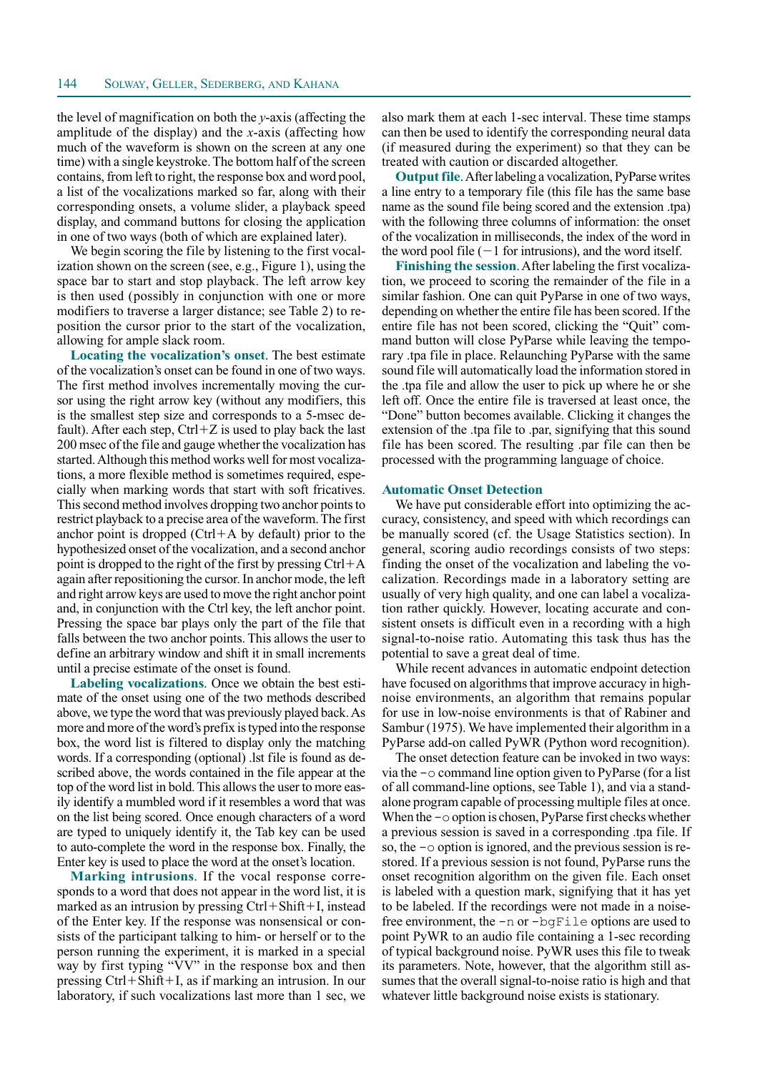the level of magnification on both the *y*-axis (affecting the amplitude of the display) and the *x*-axis (affecting how much of the waveform is shown on the screen at any one time) with a single keystroke. The bottom half of the screen contains, from left to right, the response box and word pool, a list of the vocalizations marked so far, along with their corresponding onsets, a volume slider, a playback speed display, and command buttons for closing the application in one of two ways (both of which are explained later).

We begin scoring the file by listening to the first vocalization shown on the screen (see, e.g., Figure 1), using the space bar to start and stop playback. The left arrow key is then used (possibly in conjunction with one or more modifiers to traverse a larger distance; see Table 2) to reposition the cursor prior to the start of the vocalization, allowing for ample slack room.

**Locating the vocalization's onset**. The best estimate of the vocalization's onset can be found in one of two ways. The first method involves incrementally moving the cursor using the right arrow key (without any modifiers, this is the smallest step size and corresponds to a 5-msec default). After each step, Ctrl+Z is used to play back the last 200 msec of the file and gauge whether the vocalization has started. Although this method works well for most vocalizations, a more flexible method is sometimes required, especially when marking words that start with soft fricatives. This second method involves dropping two anchor points to restrict playback to a precise area of the waveform. The first anchor point is dropped (Ctrl+A by default) prior to the hypothesized onset of the vocalization, and a second anchor point is dropped to the right of the first by pressing Ctrl+A again after repositioning the cursor. In anchor mode, the left and right arrow keys are used to move the right anchor point and, in conjunction with the Ctrl key, the left anchor point. Pressing the space bar plays only the part of the file that falls between the two anchor points. This allows the user to define an arbitrary window and shift it in small increments until a precise estimate of the onset is found.

**Labeling vocalizations**. Once we obtain the best estimate of the onset using one of the two methods described above, we type the word that was previously played back. As more and more of the word's prefix is typed into the response box, the word list is filtered to display only the matching words. If a corresponding (optional) .lst file is found as described above, the words contained in the file appear at the top of the word list in bold. This allows the user to more easily identify a mumbled word if it resembles a word that was on the list being scored. Once enough characters of a word are typed to uniquely identify it, the Tab key can be used to auto-complete the word in the response box. Finally, the Enter key is used to place the word at the onset's location.

**Marking intrusions**. If the vocal response corresponds to a word that does not appear in the word list, it is marked as an intrusion by pressing Ctrl+Shift+I, instead of the Enter key. If the response was nonsensical or consists of the participant talking to him- or herself or to the person running the experiment, it is marked in a special way by first typing "VV" in the response box and then pressing Ctrl+Shift+I, as if marking an intrusion. In our laboratory, if such vocalizations last more than 1 sec, we also mark them at each 1-sec interval. These time stamps can then be used to identify the corresponding neural data (if measured during the experiment) so that they can be treated with caution or discarded altogether.

**Output file**. After labeling a vocalization, PyParse writes a line entry to a temporary file (this file has the same base name as the sound file being scored and the extension .tpa) with the following three columns of information: the onset of the vocalization in milliseconds, the index of the word in the word pool file (−1 for intrusions), and the word itself.

**Finishing the session**. After labeling the first vocalization, we proceed to scoring the remainder of the file in a similar fashion. One can quit PyParse in one of two ways, depending on whether the entire file has been scored. If the entire file has not been scored, clicking the "Quit" command button will close PyParse while leaving the temporary .tpa file in place. Relaunching PyParse with the same sound file will automatically load the information stored in the .tpa file and allow the user to pick up where he or she left off. Once the entire file is traversed at least once, the "Done" button becomes available. Clicking it changes the extension of the .tpa file to .par, signifying that this sound file has been scored. The resulting .par file can then be processed with the programming language of choice.

## Automatic Onset Detection

We have put considerable effort into optimizing the accuracy, consistency, and speed with which recordings can be manually scored (cf. the Usage Statistics section). In general, scoring audio recordings consists of two steps: finding the onset of the vocalization and labeling the vocalization. Recordings made in a laboratory setting are usually of very high quality, and one can label a vocalization rather quickly. However, locating accurate and consistent onsets is difficult even in a recording with a high signal-to-noise ratio. Automating this task thus has the potential to save a great deal of time.

While recent advances in automatic endpoint detection have focused on algorithms that improve accuracy in high-noise environments, an algorithm that remains popular for use in low-noise environments is that of Rabiner and Sambur (1975). We have implemented their algorithm in a PyParse add-on called PyWR (Python word recognition).

The onset detection feature can be invoked in two ways: via the `-o` command line option given to PyParse (for a list of all command-line options, see Table 1), and via a stand-alone program capable of processing multiple files at once. When the `-o` option is chosen, PyParse first checks whether a previous session is saved in a corresponding .tpa file. If so, the `-o` option is ignored, and the previous session is restored. If a previous session is not found, PyParse runs the onset recognition algorithm on the given file. Each onset is labeled with a question mark, signifying that it has yet to be labeled. If the recordings were not made in a noise-free environment, the `-n` or `-bgFile` options are used to point PyWR to an audio file containing a 1-sec recording of typical background noise. PyWR uses this file to tweak its parameters. Note, however, that the algorithm still assumes that the overall signal-to-noise ratio is high and that whatever little background noise exists is stationary.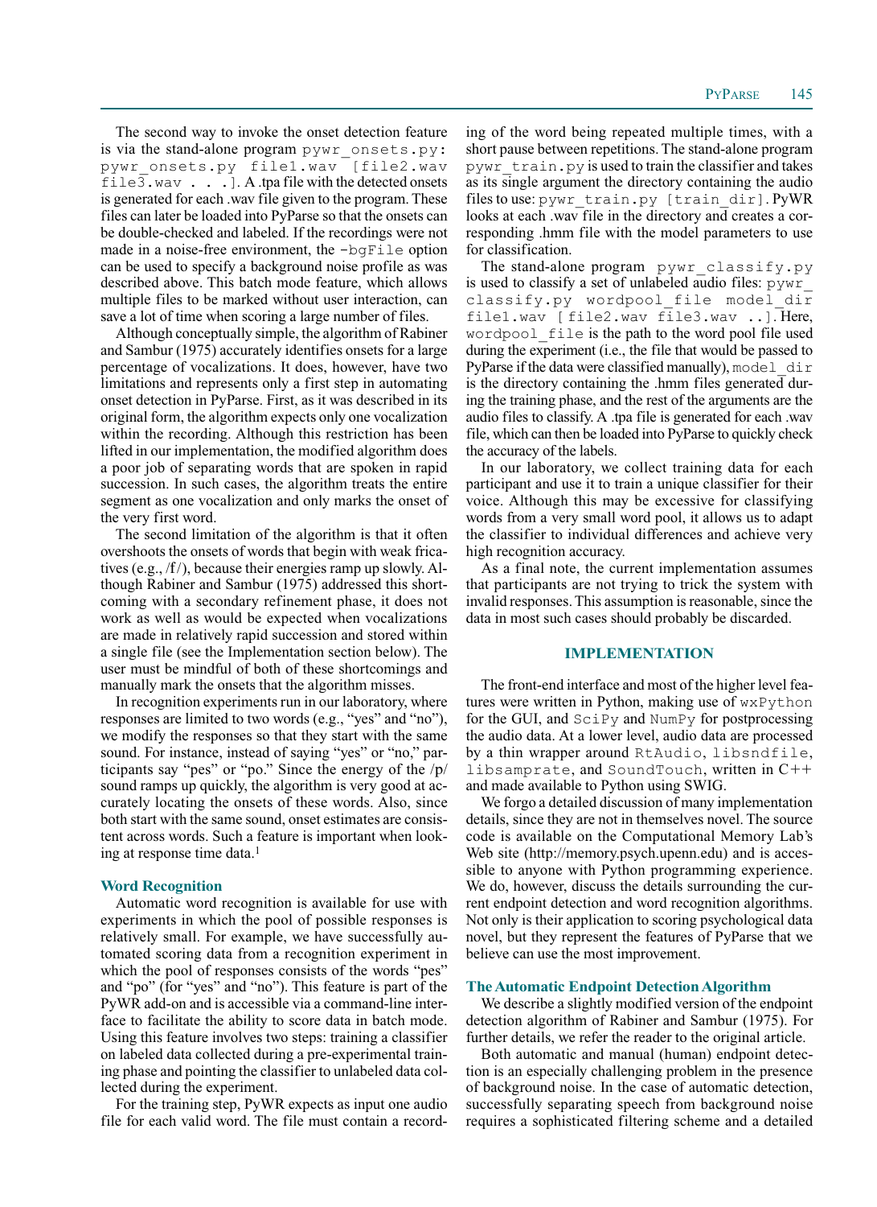The second way to invoke the onset detection feature is via the stand-alone program `pywr_onsets.py`: `pywr_onsets.py file1.wav [file2.wav file3.wav . . .]`. A .tpa file with the detected onsets is generated for each .wav file given to the program. These files can later be loaded into PyParse so that the onsets can be double-checked and labeled. If the recordings were not made in a noise-free environment, the `-bgFile` option can be used to specify a background noise profile as was described above. This batch mode feature, which allows multiple files to be marked without user interaction, can save a lot of time when scoring a large number of files.

Although conceptually simple, the algorithm of Rabiner and Sambur (1975) accurately identifies onsets for a large percentage of vocalizations. It does, however, have two limitations and represents only a first step in automating onset detection in PyParse. First, as it was described in its original form, the algorithm expects only one vocalization within the recording. Although this restriction has been lifted in our implementation, the modified algorithm does a poor job of separating words that are spoken in rapid succession. In such cases, the algorithm treats the entire segment as one vocalization and only marks the onset of the very first word.

The second limitation of the algorithm is that it often overshoots the onsets of words that begin with weak fricatives (e.g., /f/), because their energies ramp up slowly. Although Rabiner and Sambur (1975) addressed this shortcoming with a secondary refinement phase, it does not work as well as would be expected when vocalizations are made in relatively rapid succession and stored within a single file (see the Implementation section below). The user must be mindful of both of these shortcomings and manually mark the onsets that the algorithm misses.

In recognition experiments run in our laboratory, where responses are limited to two words (e.g., "yes" and "no"), we modify the responses so that they start with the same sound. For instance, instead of saying "yes" or "no," participants say "pes" or "po." Since the energy of the /p/ sound ramps up quickly, the algorithm is very good at accurately locating the onsets of these words. Also, since both start with the same sound, onset estimates are consistent across words. Such a feature is important when looking at response time data.[1]

### Word Recognition

Automatic word recognition is available for use with experiments in which the pool of possible responses is relatively small. For example, we have successfully automated scoring data from a recognition experiment in which the pool of responses consists of the words "pes" and "po" (for "yes" and "no"). This feature is part of the PyWR add-on and is accessible via a command-line interface to facilitate the ability to score data in batch mode. Using this feature involves two steps: training a classifier on labeled data collected during a pre-experimental training phase and pointing the classifier to unlabeled data collected during the experiment.

For the training step, PyWR expects as input one audio file for each valid word. The file must contain a recording of the word being repeated multiple times, with a short pause between repetitions. The stand-alone program `pywr_train.py` is used to train the classifier and takes as its single argument the directory containing the audio files to use: `pywr_train.py [train_dir]`. PyWR looks at each .wav file in the directory and creates a corresponding .hmm file with the model parameters to use for classification.

The stand-alone program `pywr_classify.py` is used to classify a set of unlabeled audio files: `pywr_classify.py wordpool_file model_dir file1.wav [file2.wav file3.wav ..]`. Here, `wordpool_file` is the path to the word pool file used during the experiment (i.e., the file that would be passed to PyParse if the data were classified manually), `model_dir` is the directory containing the .hmm files generated during the training phase, and the rest of the arguments are the audio files to classify. A .tpa file is generated for each .wav file, which can then be loaded into PyParse to quickly check the accuracy of the labels.

In our laboratory, we collect training data for each participant and use it to train a unique classifier for their voice. Although this may be excessive for classifying words from a very small word pool, it allows us to adapt the classifier to individual differences and achieve very high recognition accuracy.

As a final note, the current implementation assumes that participants are not trying to trick the system with invalid responses. This assumption is reasonable, since the data in most such cases should probably be discarded.

## IMPLEMENTATION

The front-end interface and most of the higher level features were written in Python, making use of `wxPython` for the GUI, and `SciPy` and `NumPy` for postprocessing the audio data. At a lower level, audio data are processed by a thin wrapper around `RtAudio`, `libsndfile`, `libsamprate`, and `SoundTouch`, written in C++ and made available to Python using SWIG.

We forgo a detailed discussion of many implementation details, since they are not in themselves novel. The source code is available on the Computational Memory Lab's Web site (http://memory.psych.upenn.edu) and is accessible to anyone with Python programming experience. We do, however, discuss the details surrounding the current endpoint detection and word recognition algorithms. Not only is their application to scoring psychological data novel, but they represent the features of PyParse that we believe can use the most improvement.

### The Automatic Endpoint Detection Algorithm

We describe a slightly modified version of the endpoint detection algorithm of Rabiner and Sambur (1975). For further details, we refer the reader to the original article.

Both automatic and manual (human) endpoint detection is an especially challenging problem in the presence of background noise. In the case of automatic detection, successfully separating speech from background noise requires a sophisticated filtering scheme and a detailed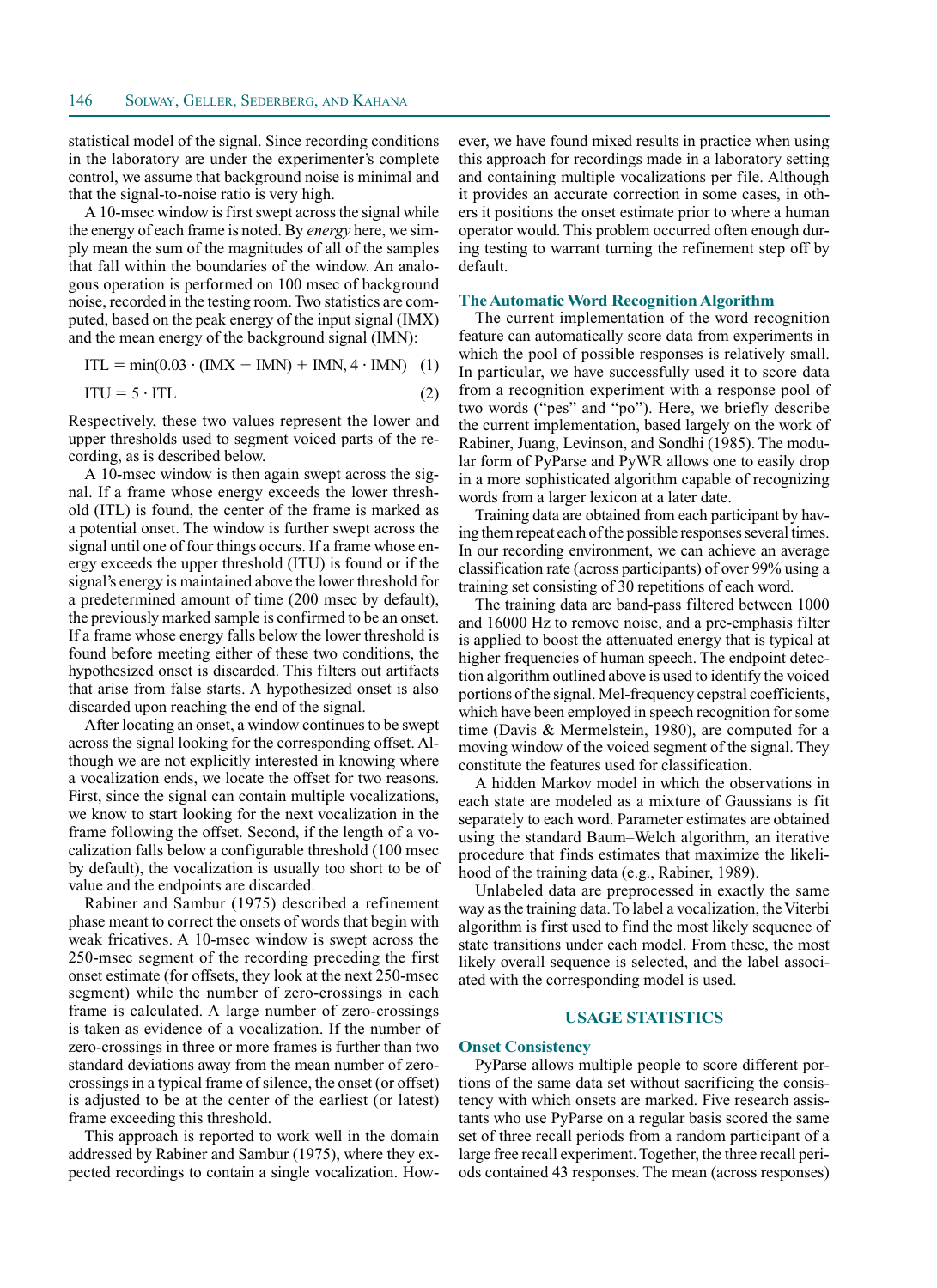statistical model of the signal. Since recording conditions in the laboratory are under the experimenter's complete control, we assume that background noise is minimal and that the signal-to-noise ratio is very high.

A 10-msec window is first swept across the signal while the energy of each frame is noted. By *energy* here, we simply mean the sum of the magnitudes of all of the samples that fall within the boundaries of the window. An analogous operation is performed on 100 msec of background noise, recorded in the testing room. Two statistics are computed, based on the peak energy of the input signal (IMX) and the mean energy of the background signal (IMN):

$$\text{ITL} = \min(0.03 \cdot (\text{IMX} - \text{IMN}) + \text{IMN}, 4 \cdot \text{IMN}) \quad (1)$$

$$\text{ITU} = 5 \cdot \text{ITL} \quad (2)$$

Respectively, these two values represent the lower and upper thresholds used to segment voiced parts of the recording, as is described below.

A 10-msec window is then again swept across the signal. If a frame whose energy exceeds the lower threshold (ITL) is found, the center of the frame is marked as a potential onset. The window is further swept across the signal until one of four things occurs. If a frame whose energy exceeds the upper threshold (ITU) is found or if the signal's energy is maintained above the lower threshold for a predetermined amount of time (200 msec by default), the previously marked sample is confirmed to be an onset. If a frame whose energy falls below the lower threshold is found before meeting either of these two conditions, the hypothesized onset is discarded. This filters out artifacts that arise from false starts. A hypothesized onset is also discarded upon reaching the end of the signal.

After locating an onset, a window continues to be swept across the signal looking for the corresponding offset. Although we are not explicitly interested in knowing where a vocalization ends, we locate the offset for two reasons. First, since the signal can contain multiple vocalizations, we know to start looking for the next vocalization in the frame following the offset. Second, if the length of a vocalization falls below a configurable threshold (100 msec by default), the vocalization is usually too short to be of value and the endpoints are discarded.

Rabiner and Sambur (1975) described a refinement phase meant to correct the onsets of words that begin with weak fricatives. A 10-msec window is swept across the 250-msec segment of the recording preceding the first onset estimate (for offsets, they look at the next 250-msec segment) while the number of zero-crossings in each frame is calculated. A large number of zero-crossings is taken as evidence of a vocalization. If the number of zero-crossings in three or more frames is further than two standard deviations away from the mean number of zero-crossings in a typical frame of silence, the onset (or offset) is adjusted to be at the center of the earliest (or latest) frame exceeding this threshold.

This approach is reported to work well in the domain addressed by Rabiner and Sambur (1975), where they expected recordings to contain a single vocalization. However, we have found mixed results in practice when using this approach for recordings made in a laboratory setting and containing multiple vocalizations per file. Although it provides an accurate correction in some cases, in others it positions the onset estimate prior to where a human operator would. This problem occurred often enough during testing to warrant turning the refinement step off by default.

### The Automatic Word Recognition Algorithm

The current implementation of the word recognition feature can automatically score data from experiments in which the pool of possible responses is relatively small. In particular, we have successfully used it to score data from a recognition experiment with a response pool of two words ("pes" and "po"). Here, we briefly describe the current implementation, based largely on the work of Rabiner, Juang, Levinson, and Sondhi (1985). The modular form of PyParse and PyWR allows one to easily drop in a more sophisticated algorithm capable of recognizing words from a larger lexicon at a later date.

Training data are obtained from each participant by having them repeat each of the possible responses several times. In our recording environment, we can achieve an average classification rate (across participants) of over 99% using a training set consisting of 30 repetitions of each word.

The training data are band-pass filtered between 1000 and 16000 Hz to remove noise, and a pre-emphasis filter is applied to boost the attenuated energy that is typical at higher frequencies of human speech. The endpoint detection algorithm outlined above is used to identify the voiced portions of the signal. Mel-frequency cepstral coefficients, which have been employed in speech recognition for some time (Davis & Mermelstein, 1980), are computed for a moving window of the voiced segment of the signal. They constitute the features used for classification.

A hidden Markov model in which the observations in each state are modeled as a mixture of Gaussians is fit separately to each word. Parameter estimates are obtained using the standard Baum–Welch algorithm, an iterative procedure that finds estimates that maximize the likelihood of the training data (e.g., Rabiner, 1989).

Unlabeled data are preprocessed in exactly the same way as the training data. To label a vocalization, the Viterbi algorithm is first used to find the most likely sequence of state transitions under each model. From these, the most likely overall sequence is selected, and the label associated with the corresponding model is used.

## USAGE STATISTICS

### Onset Consistency

PyParse allows multiple people to score different portions of the same data set without sacrificing the consistency with which onsets are marked. Five research assistants who use PyParse on a regular basis scored the same set of three recall periods from a random participant of a large free recall experiment. Together, the three recall periods contained 43 responses. The mean (across responses)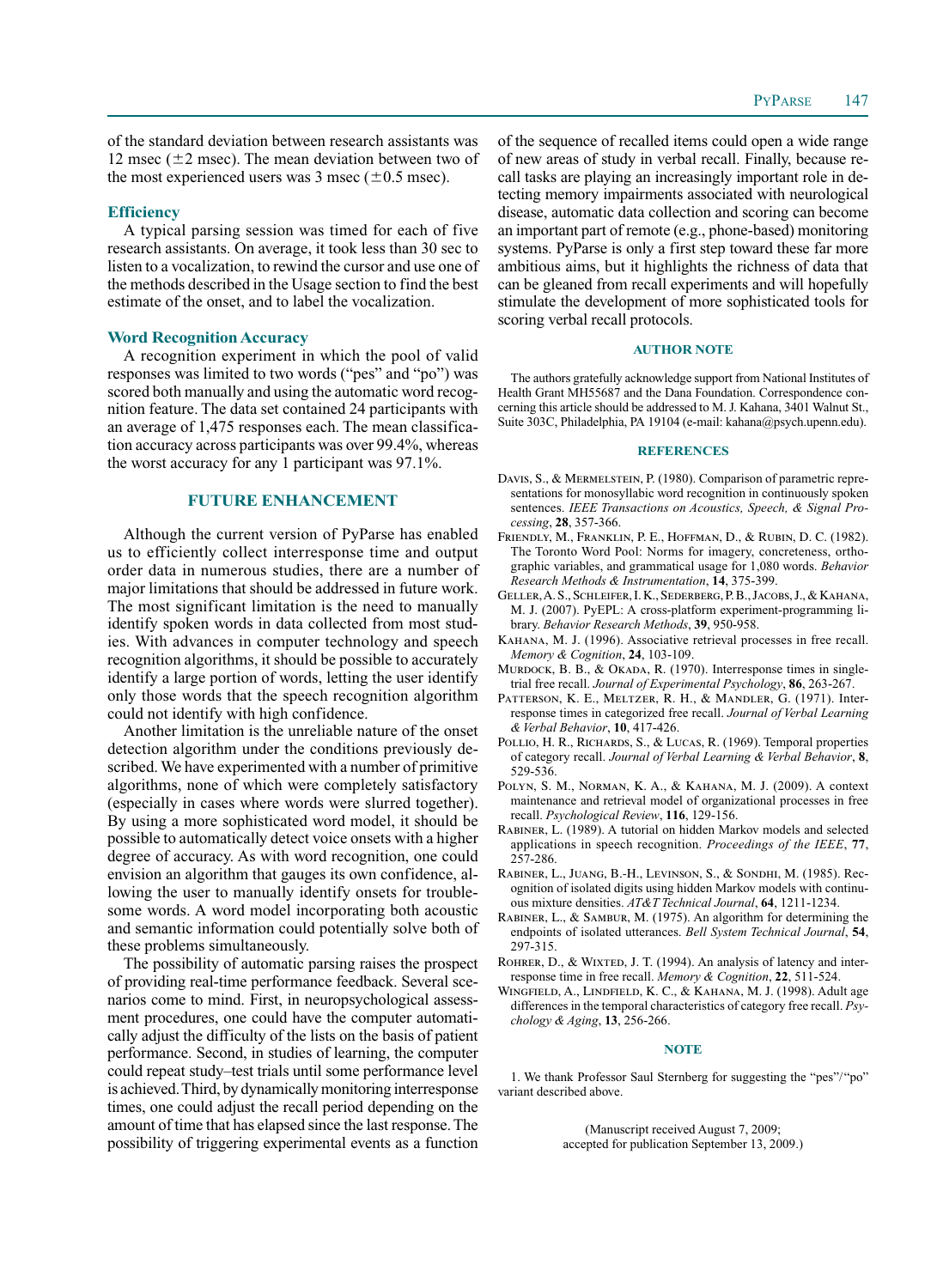of the standard deviation between research assistants was 12 msec (±2 msec). The mean deviation between two of the most experienced users was 3 msec (±0.5 msec).

### Efficiency

A typical parsing session was timed for each of five research assistants. On average, it took less than 30 sec to listen to a vocalization, to rewind the cursor and use one of the methods described in the Usage section to find the best estimate of the onset, and to label the vocalization.

### Word Recognition Accuracy

A recognition experiment in which the pool of valid responses was limited to two words ("pes" and "po") was scored both manually and using the automatic word recognition feature. The data set contained 24 participants with an average of 1,475 responses each. The mean classification accuracy across participants was over 99.4%, whereas the worst accuracy for any 1 participant was 97.1%.

## FUTURE ENHANCEMENT

Although the current version of PyParse has enabled us to efficiently collect interresponse time and output order data in numerous studies, there are a number of major limitations that should be addressed in future work. The most significant limitation is the need to manually identify spoken words in data collected from most studies. With advances in computer technology and speech recognition algorithms, it should be possible to accurately identify a large portion of words, letting the user identify only those words that the speech recognition algorithm could not identify with high confidence.

Another limitation is the unreliable nature of the onset detection algorithm under the conditions previously described. We have experimented with a number of primitive algorithms, none of which were completely satisfactory (especially in cases where words were slurred together). By using a more sophisticated word model, it should be possible to automatically detect voice onsets with a higher degree of accuracy. As with word recognition, one could envision an algorithm that gauges its own confidence, allowing the user to manually identify onsets for troublesome words. A word model incorporating both acoustic and semantic information could potentially solve both of these problems simultaneously.

The possibility of automatic parsing raises the prospect of providing real-time performance feedback. Several scenarios come to mind. First, in neuropsychological assessment procedures, one could have the computer automatically adjust the difficulty of the lists on the basis of patient performance. Second, in studies of learning, the computer could repeat study–test trials until some performance level is achieved. Third, by dynamically monitoring interresponse times, one could adjust the recall period depending on the amount of time that has elapsed since the last response. The possibility of triggering experimental events as a function of the sequence of recalled items could open a wide range of new areas of study in verbal recall. Finally, because recall tasks are playing an increasingly important role in detecting memory impairments associated with neurological disease, automatic data collection and scoring can become an important part of remote (e.g., phone-based) monitoring systems. PyParse is only a first step toward these far more ambitious aims, but it highlights the richness of data that can be gleaned from recall experiments and will hopefully stimulate the development of more sophisticated tools for scoring verbal recall protocols.

## AUTHOR NOTE

The authors gratefully acknowledge support from National Institutes of Health Grant MH55687 and the Dana Foundation. Correspondence concerning this article should be addressed to M. J. Kahana, 3401 Walnut St., Suite 303C, Philadelphia, PA 19104 (e-mail: kahana@psych.upenn.edu).

## REFERENCES

Davis, S., & Mermelstein, P. (1980). Comparison of parametric representations for monosyllabic word recognition in continuously spoken sentences. *IEEE Transactions on Acoustics, Speech, & Signal Processing*, **28**, 357-366.

Friendly, M., Franklin, P. E., Hoffman, D., & Rubin, D. C. (1982). The Toronto Word Pool: Norms for imagery, concreteness, orthographic variables, and grammatical usage for 1,080 words. *Behavior Research Methods & Instrumentation*, **14**, 375-399.

Geller, A. S., Schleifer, I. K., Sederberg, P. B., Jacobs, J., & Kahana, M. J. (2007). PyEPL: A cross-platform experiment-programming library. *Behavior Research Methods*, **39**, 950-958.

Kahana, M. J. (1996). Associative retrieval processes in free recall. *Memory & Cognition*, **24**, 103-109.

Murdock, B. B., & Okada, R. (1970). Interresponse times in single-trial free recall. *Journal of Experimental Psychology*, **86**, 263-267.

Patterson, K. E., Meltzer, R. H., & Mandler, G. (1971). Interresponse times in categorized free recall. *Journal of Verbal Learning & Verbal Behavior*, **10**, 417-426.

Pollio, H. R., Richards, S., & Lucas, R. (1969). Temporal properties of category recall. *Journal of Verbal Learning & Verbal Behavior*, **8**, 529-536.

Polyn, S. M., Norman, K. A., & Kahana, M. J. (2009). A context maintenance and retrieval model of organizational processes in free recall. *Psychological Review*, **116**, 129-156.

Rabiner, L. (1989). A tutorial on hidden Markov models and selected applications in speech recognition. *Proceedings of the IEEE*, **77**, 257-286.

Rabiner, L., Juang, B.-H., Levinson, S., & Sondhi, M. (1985). Recognition of isolated digits using hidden Markov models with continuous mixture densities. *AT&T Technical Journal*, **64**, 1211-1234.

Rabiner, L., & Sambur, M. (1975). An algorithm for determining the endpoints of isolated utterances. *Bell System Technical Journal*, **54**, 297-315.

Rohrer, D., & Wixted, J. T. (1994). An analysis of latency and interresponse time in free recall. *Memory & Cognition*, **22**, 511-524.

Wingfield, A., Lindfield, K. C., & Kahana, M. J. (1998). Adult age differences in the temporal characteristics of category free recall. *Psychology & Aging*, **13**, 256-266.

## NOTE

1. We thank Professor Saul Sternberg for suggesting the "pes"/"po" variant described above.

(Manuscript received August 7, 2009;
accepted for publication September 13, 2009.)